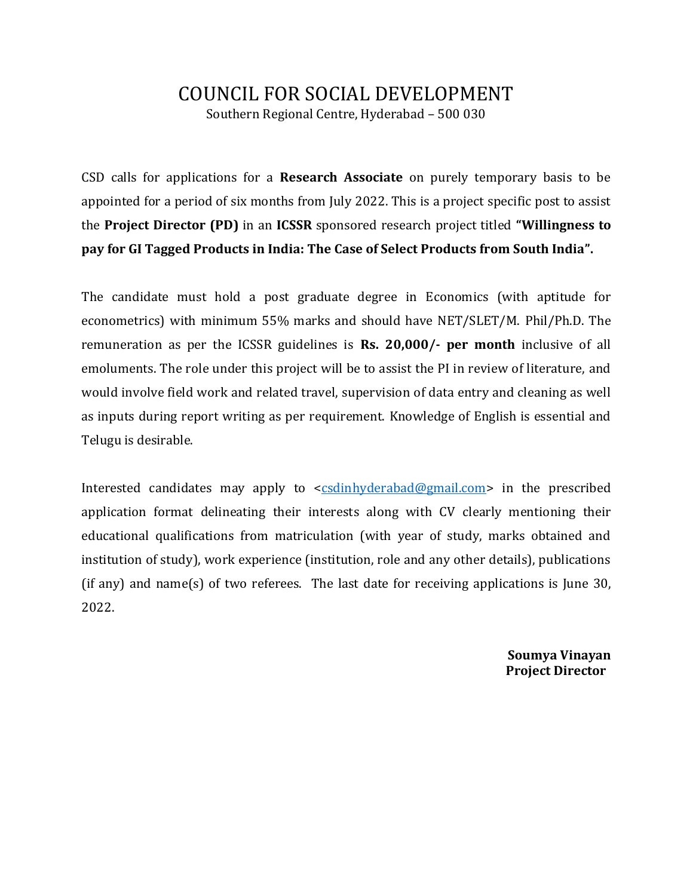# COUNCIL FOR SOCIAL DEVELOPMENT

Southern Regional Centre, Hyderabad – 500 030

CSD calls for applications for a **Research Associate** on purely temporary basis to be appointed for a period of six months from July 2022. This is a project specific post to assist the **Project Director (PD)** in an **ICSSR** sponsored research project titled **"Willingness to pay for GI Tagged Products in India: The Case of Select Products from South India".**

The candidate must hold a post graduate degree in Economics (with aptitude for econometrics) with minimum 55% marks and should have NET/SLET/M. Phil/Ph.D. The remuneration as per the ICSSR guidelines is **Rs. 20,000/- per month** inclusive of all emoluments. The role under this project will be to assist the PI in review of literature, and would involve field work and related travel, supervision of data entry and cleaning as well as inputs during report writing as per requirement. Knowledge of English is essential and Telugu is desirable.

Interested candidates may apply to <csdinhyderabad@gmail.com> in the prescribed application format delineating their interests along with CV clearly mentioning their educational qualifications from matriculation (with year of study, marks obtained and institution of study), work experience (institution, role and any other details), publications (if any) and name(s) of two referees. The last date for receiving applications is June 30, 2022.

**Soumya Vinayan**
**Project Director**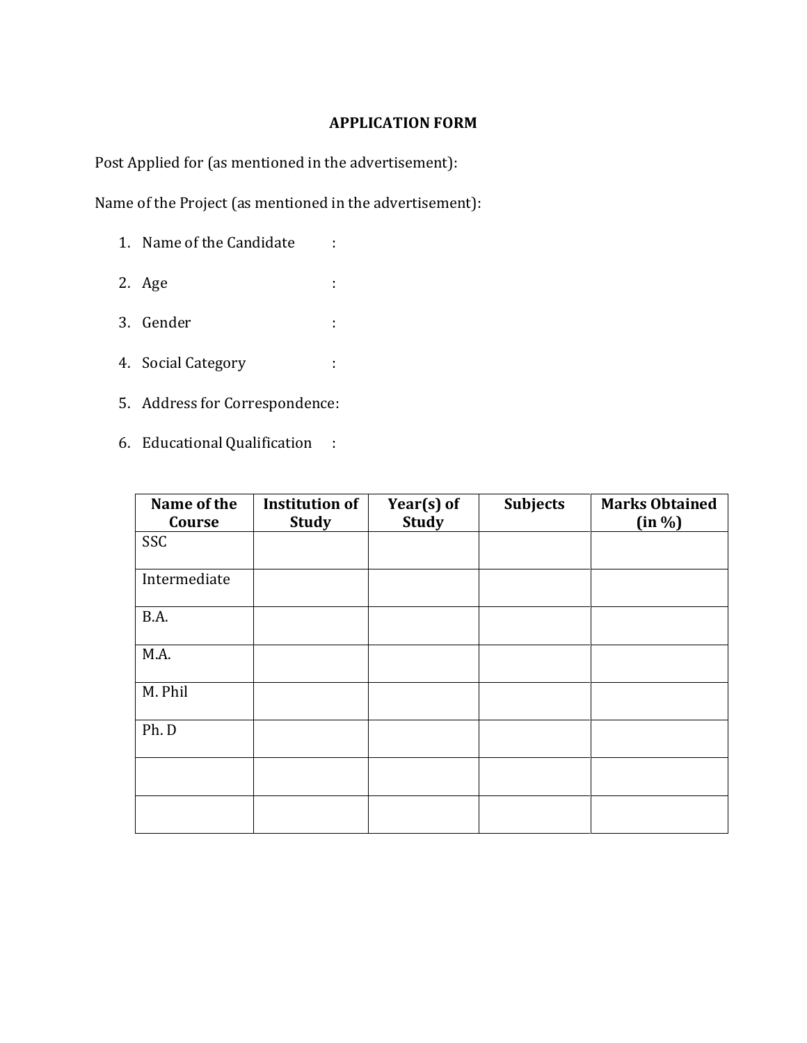**APPLICATION FORM**

Post Applied for (as mentioned in the advertisement):

Name of the Project (as mentioned in the advertisement):

1. Name of the Candidate :
2. Age :
3. Gender :
4. Social Category :
5. Address for Correspondence:
6. Educational Qualification :

| Name of the Course | Institution of Study | Year(s) of Study | Subjects | Marks Obtained (in %) |
|---|---|---|---|---|
| SSC | | | | |
| Intermediate | | | | |
| B.A. | | | | |
| M.A. | | | | |
| M. Phil | | | | |
| Ph. D | | | | |
| | | | | |
| | | | | |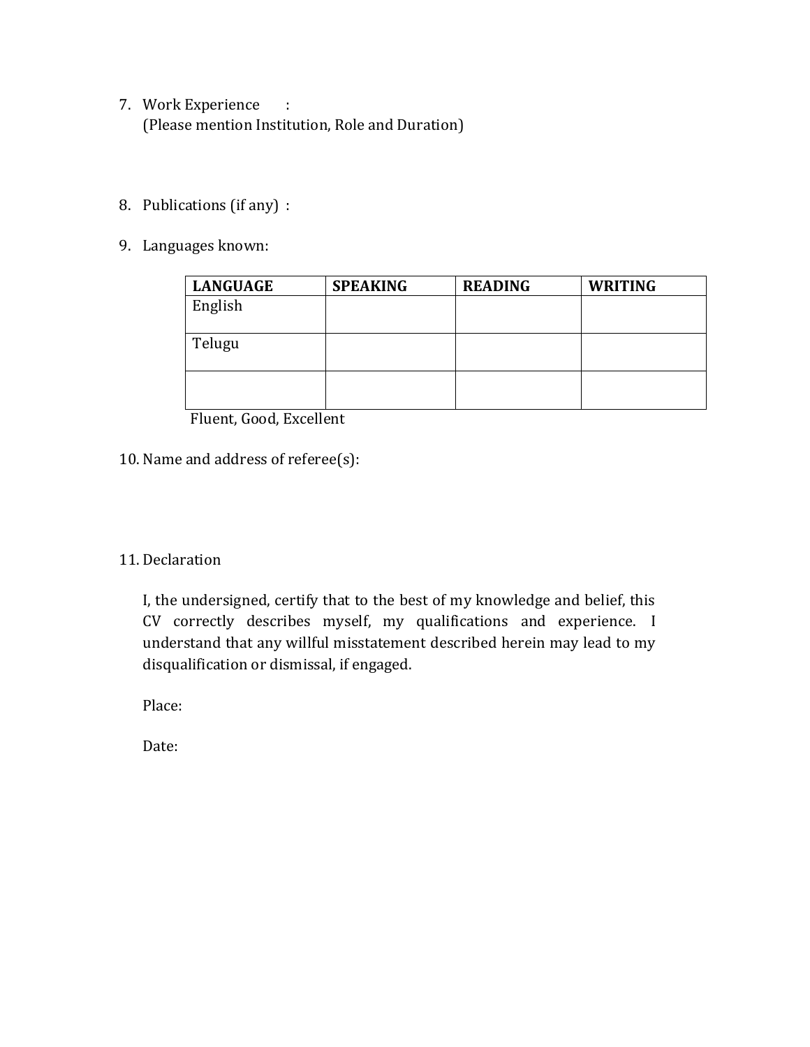7. Work Experience :
   (Please mention Institution, Role and Duration)

8. Publications (if any) :

9. Languages known:

| LANGUAGE | SPEAKING | READING | WRITING |
|---|---|---|---|
| English | | | |
| Telugu | | | |
| | | | |

Fluent, Good, Excellent

10. Name and address of referee(s):

11. Declaration

    I, the undersigned, certify that to the best of my knowledge and belief, this CV correctly describes myself, my qualifications and experience. I understand that any willful misstatement described herein may lead to my disqualification or dismissal, if engaged.

    Place:

    Date: